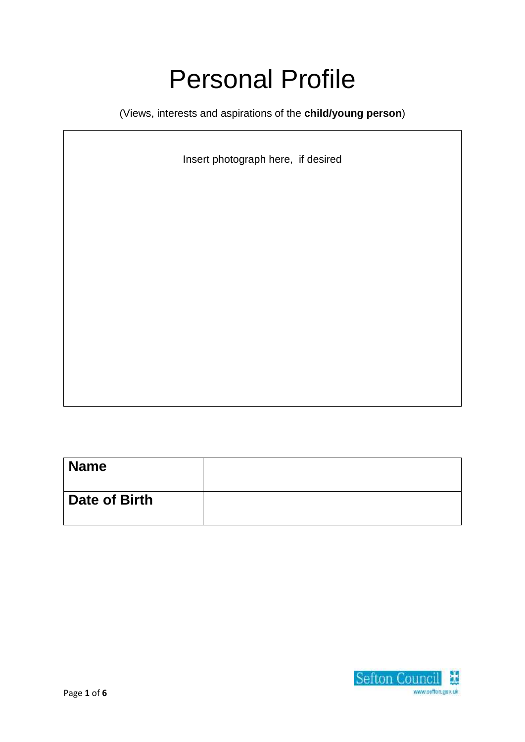# Personal Profile

(Views, interests and aspirations of the **child/young person**)

Insert photograph here, if desired

| **Name** | |
|---|---|
| **Date of Birth** | |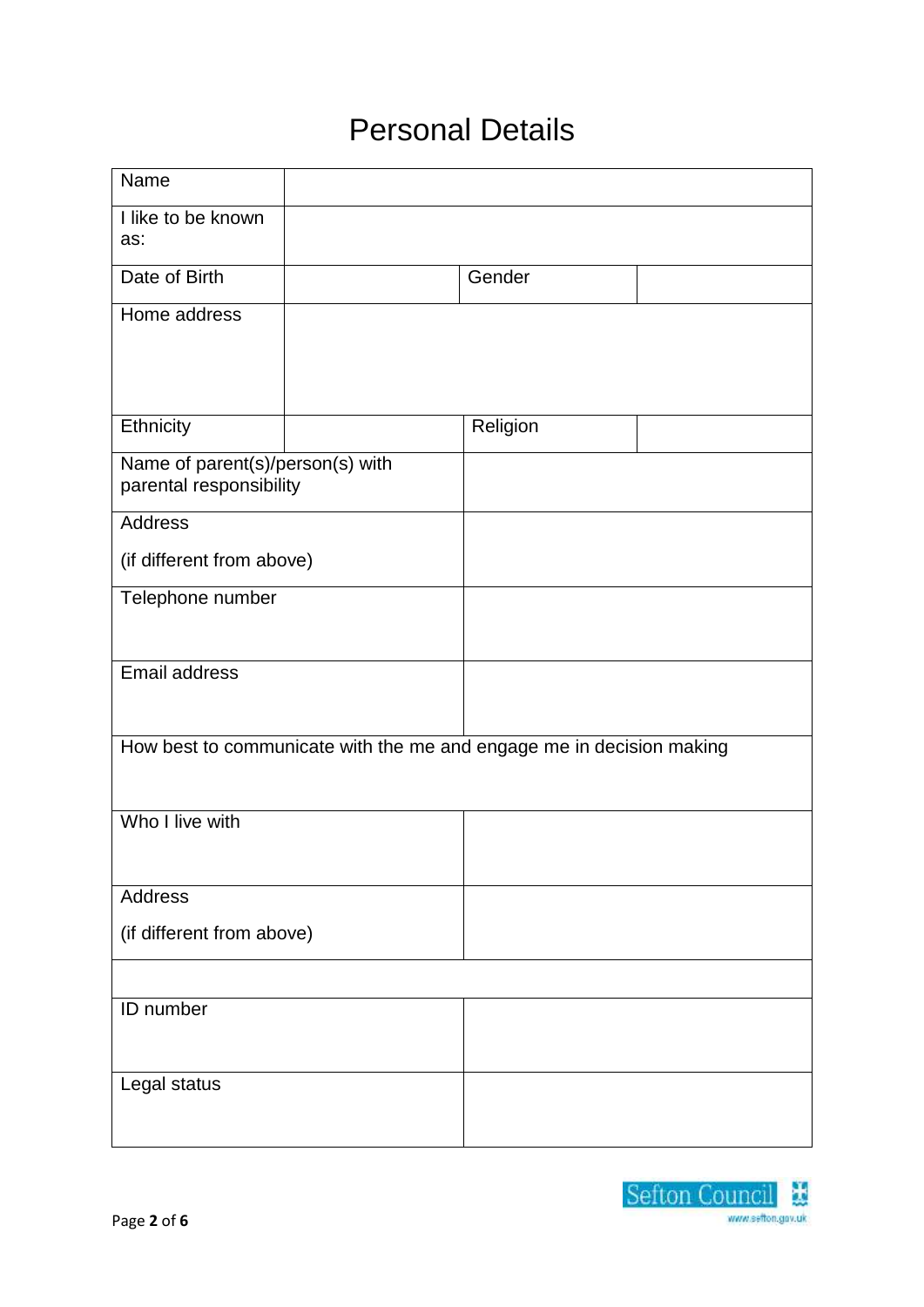# Personal Details

| Name | | | |
|---|---|---|---|
| I like to be known as: | | | |
| Date of Birth | | Gender | |
| Home address | | | |
| Ethnicity | | Religion | |
| Name of parent(s)/person(s) with parental responsibility | | | |
| Address<br><br>(if different from above) | | | |
| Telephone number | | | |
| Email address | | | |
| How best to communicate with the me and engage me in decision making | | | |
| Who I live with | | | |
| Address<br><br>(if different from above) | | | |
| | | | |
| ID number | | | |
| Legal status | | | |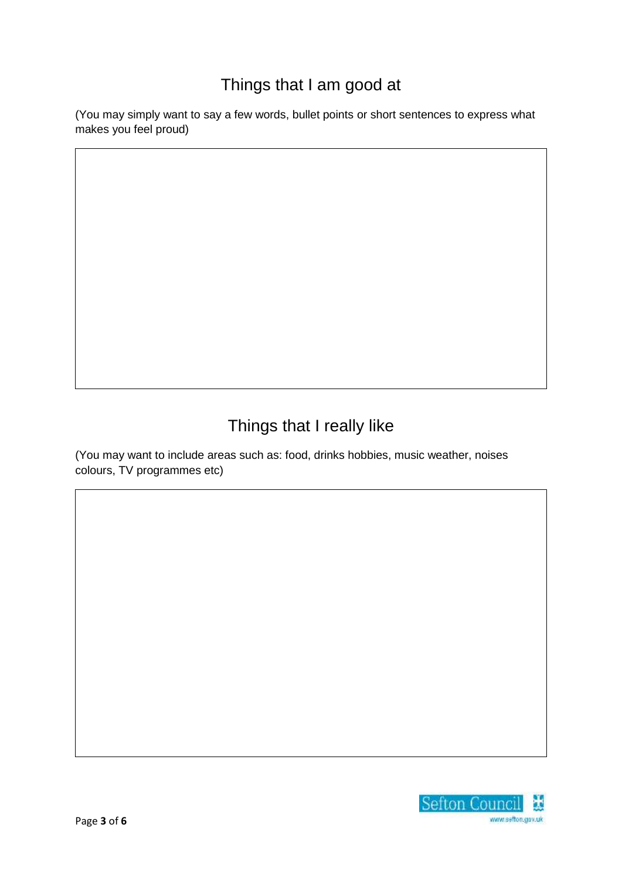## Things that I am good at

(You may simply want to say a few words, bullet points or short sentences to express what makes you feel proud)

## Things that I really like

(You may want to include areas such as: food, drinks hobbies, music weather, noises colours, TV programmes etc)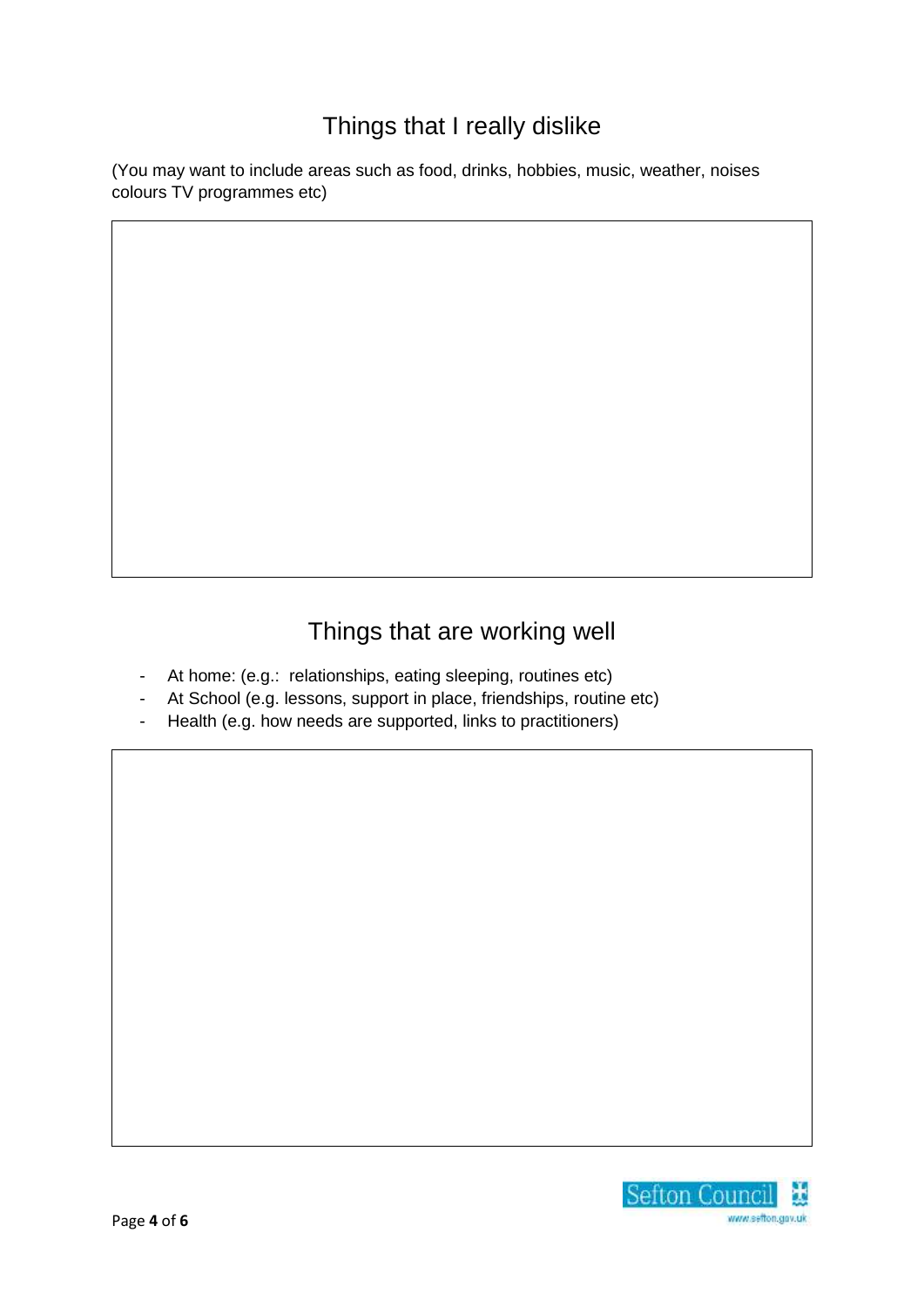## Things that I really dislike

(You may want to include areas such as food, drinks, hobbies, music, weather, noises colours TV programmes etc)

## Things that are working well

- At home: (e.g.: relationships, eating sleeping, routines etc)
- At School (e.g. lessons, support in place, friendships, routine etc)
- Health (e.g. how needs are supported, links to practitioners)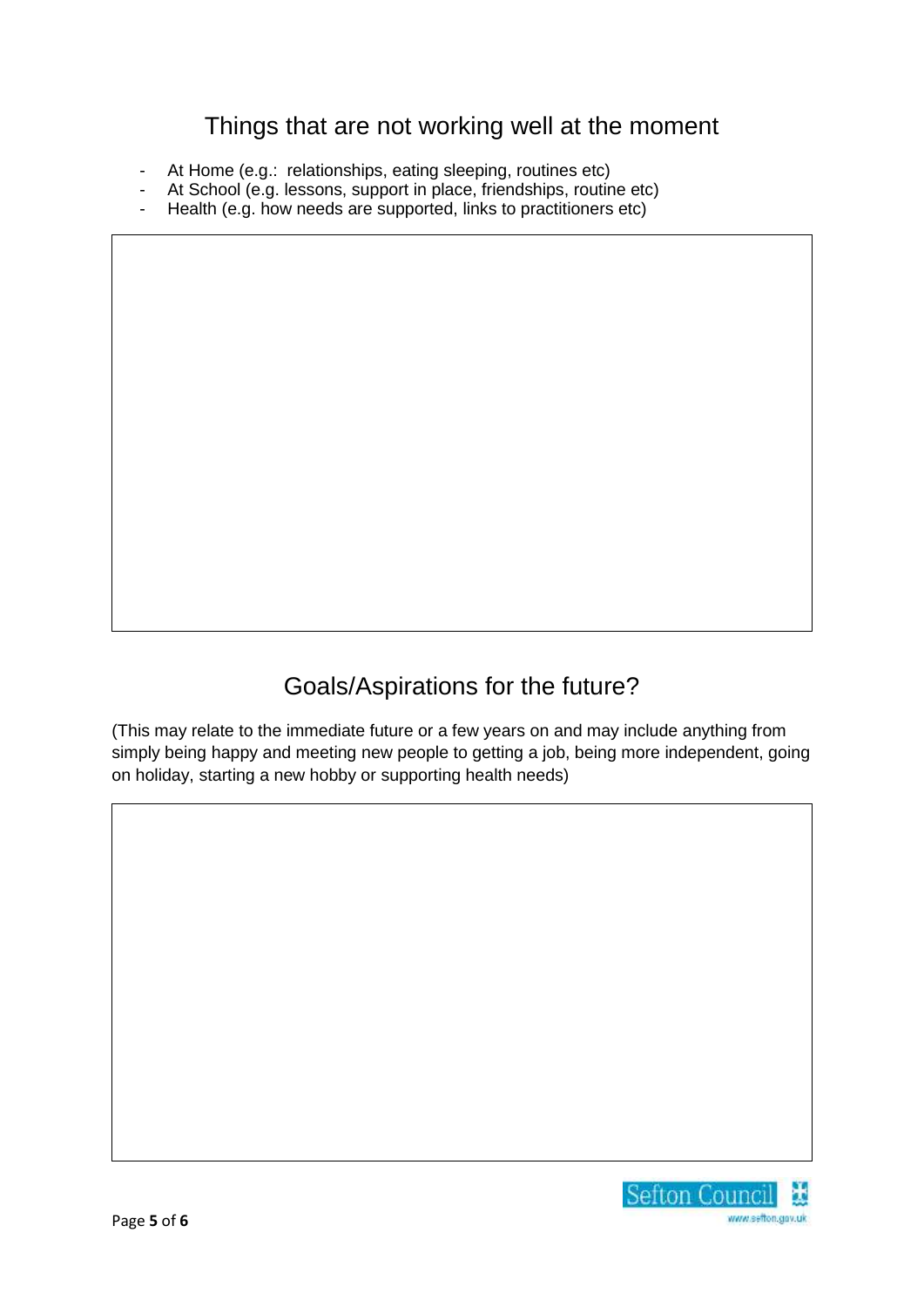## Things that are not working well at the moment

- At Home (e.g.: relationships, eating sleeping, routines etc)
- At School (e.g. lessons, support in place, friendships, routine etc)
- Health (e.g. how needs are supported, links to practitioners etc)

## Goals/Aspirations for the future?

(This may relate to the immediate future or a few years on and may include anything from simply being happy and meeting new people to getting a job, being more independent, going on holiday, starting a new hobby or supporting health needs)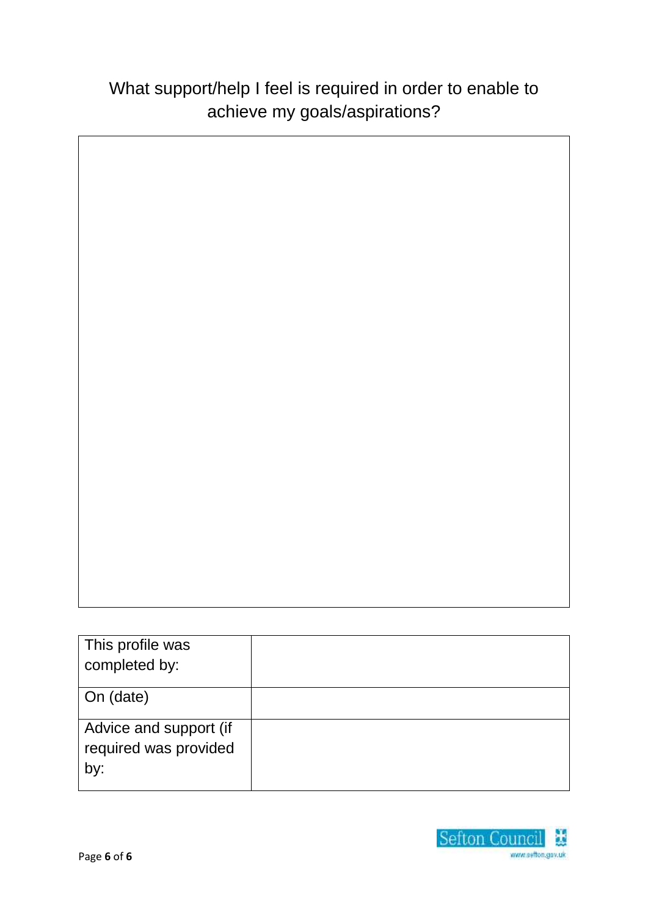## What support/help I feel is required in order to enable to achieve my goals/aspirations?

| | |
|---|---|
| | |

| | |
|---|---|
| This profile was completed by: | |
| On (date) | |
| Advice and support (if required was provided by: | |